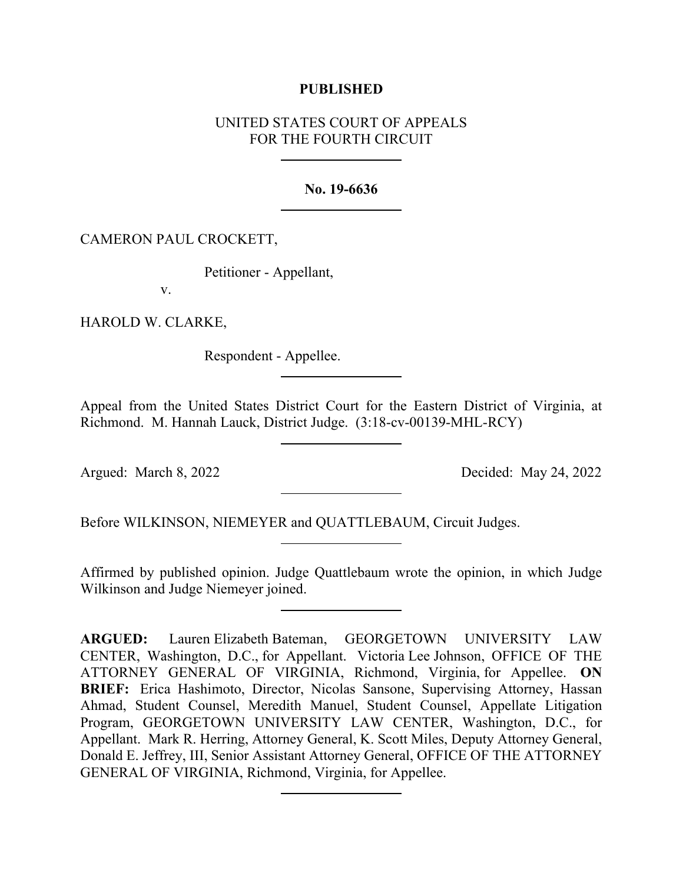**PUBLISHED**

UNITED STATES COURT OF APPEALS
FOR THE FOURTH CIRCUIT

---

**No. 19-6636**

---

CAMERON PAUL CROCKETT,

Petitioner - Appellant,

v.

HAROLD W. CLARKE,

Respondent - Appellee.

---

Appeal from the United States District Court for the Eastern District of Virginia, at Richmond. M. Hannah Lauck, District Judge. (3:18-cv-00139-MHL-RCY)

---

Argued: March 8, 2022 Decided: May 24, 2022

---

Before WILKINSON, NIEMEYER and QUATTLEBAUM, Circuit Judges.

---

Affirmed by published opinion. Judge Quattlebaum wrote the opinion, in which Judge Wilkinson and Judge Niemeyer joined.

---

**ARGUED:** Lauren Elizabeth Bateman, GEORGETOWN UNIVERSITY LAW CENTER, Washington, D.C., for Appellant. Victoria Lee Johnson, OFFICE OF THE ATTORNEY GENERAL OF VIRGINIA, Richmond, Virginia, for Appellee. **ON BRIEF:** Erica Hashimoto, Director, Nicolas Sansone, Supervising Attorney, Hassan Ahmad, Student Counsel, Meredith Manuel, Student Counsel, Appellate Litigation Program, GEORGETOWN UNIVERSITY LAW CENTER, Washington, D.C., for Appellant. Mark R. Herring, Attorney General, K. Scott Miles, Deputy Attorney General, Donald E. Jeffrey, III, Senior Assistant Attorney General, OFFICE OF THE ATTORNEY GENERAL OF VIRGINIA, Richmond, Virginia, for Appellee.

---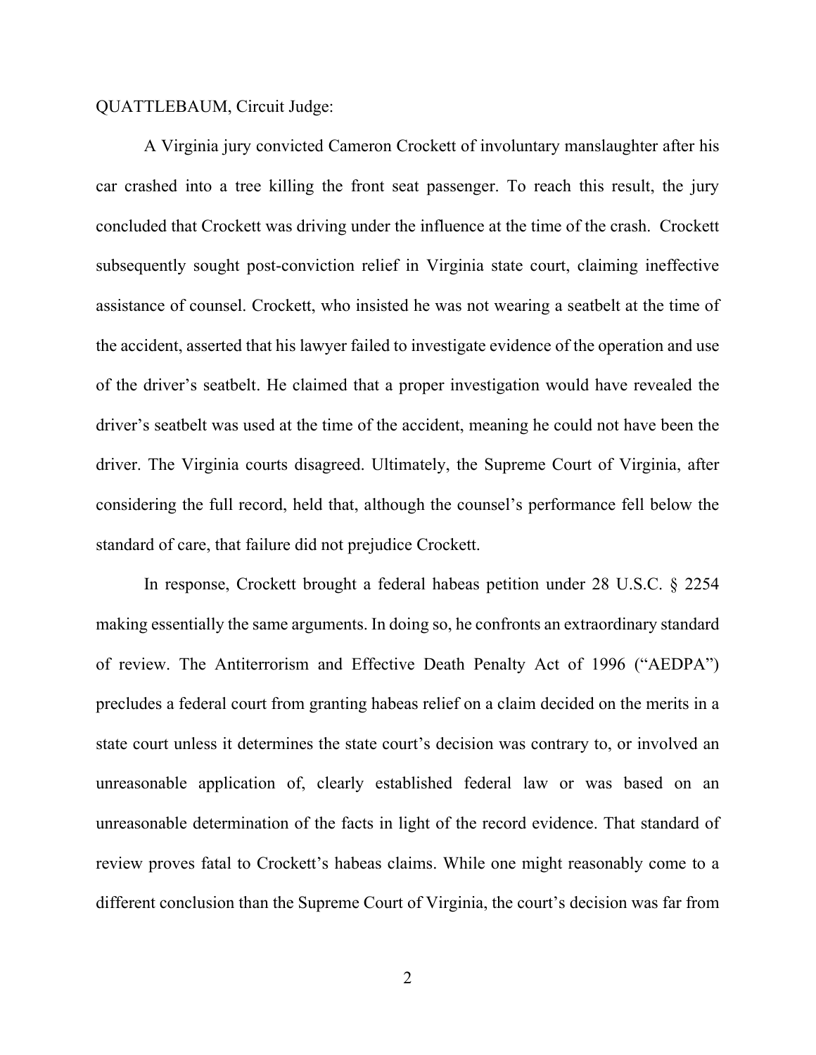QUATTLEBAUM, Circuit Judge:

A Virginia jury convicted Cameron Crockett of involuntary manslaughter after his car crashed into a tree killing the front seat passenger. To reach this result, the jury concluded that Crockett was driving under the influence at the time of the crash. Crockett subsequently sought post-conviction relief in Virginia state court, claiming ineffective assistance of counsel. Crockett, who insisted he was not wearing a seatbelt at the time of the accident, asserted that his lawyer failed to investigate evidence of the operation and use of the driver's seatbelt. He claimed that a proper investigation would have revealed the driver's seatbelt was used at the time of the accident, meaning he could not have been the driver. The Virginia courts disagreed. Ultimately, the Supreme Court of Virginia, after considering the full record, held that, although the counsel's performance fell below the standard of care, that failure did not prejudice Crockett.

In response, Crockett brought a federal habeas petition under 28 U.S.C. § 2254 making essentially the same arguments. In doing so, he confronts an extraordinary standard of review. The Antiterrorism and Effective Death Penalty Act of 1996 ("AEDPA") precludes a federal court from granting habeas relief on a claim decided on the merits in a state court unless it determines the state court's decision was contrary to, or involved an unreasonable application of, clearly established federal law or was based on an unreasonable determination of the facts in light of the record evidence. That standard of review proves fatal to Crockett's habeas claims. While one might reasonably come to a different conclusion than the Supreme Court of Virginia, the court's decision was far from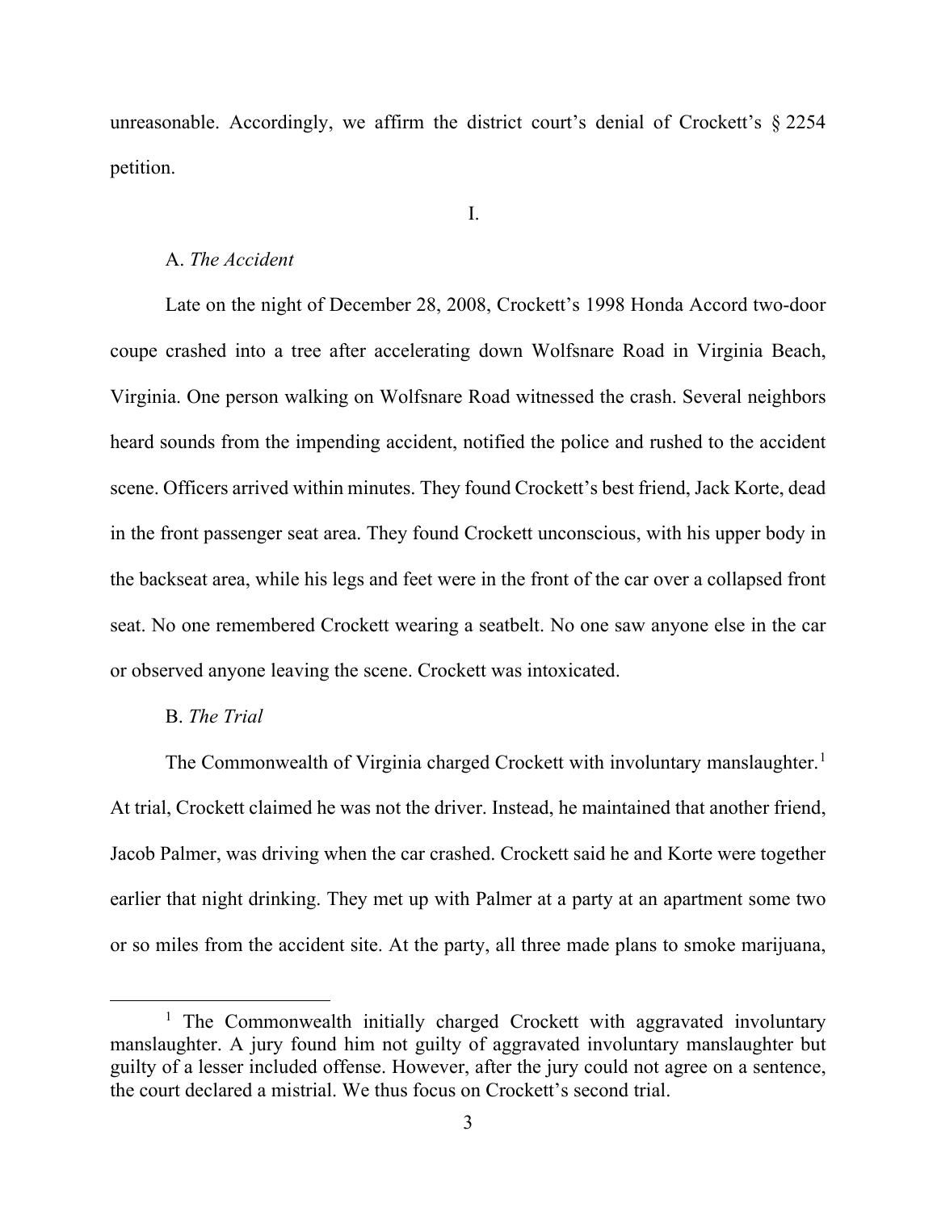unreasonable. Accordingly, we affirm the district court's denial of Crockett's § 2254 petition.

I.

A. *The Accident*

Late on the night of December 28, 2008, Crockett's 1998 Honda Accord two-door coupe crashed into a tree after accelerating down Wolfsnare Road in Virginia Beach, Virginia. One person walking on Wolfsnare Road witnessed the crash. Several neighbors heard sounds from the impending accident, notified the police and rushed to the accident scene. Officers arrived within minutes. They found Crockett's best friend, Jack Korte, dead in the front passenger seat area. They found Crockett unconscious, with his upper body in the backseat area, while his legs and feet were in the front of the car over a collapsed front seat. No one remembered Crockett wearing a seatbelt. No one saw anyone else in the car or observed anyone leaving the scene. Crockett was intoxicated.

B. *The Trial*

The Commonwealth of Virginia charged Crockett with involuntary manslaughter.[1] At trial, Crockett claimed he was not the driver. Instead, he maintained that another friend, Jacob Palmer, was driving when the car crashed. Crockett said he and Korte were together earlier that night drinking. They met up with Palmer at a party at an apartment some two or so miles from the accident site. At the party, all three made plans to smoke marijuana,

[1] The Commonwealth initially charged Crockett with aggravated involuntary manslaughter. A jury found him not guilty of aggravated involuntary manslaughter but guilty of a lesser included offense. However, after the jury could not agree on a sentence, the court declared a mistrial. We thus focus on Crockett's second trial.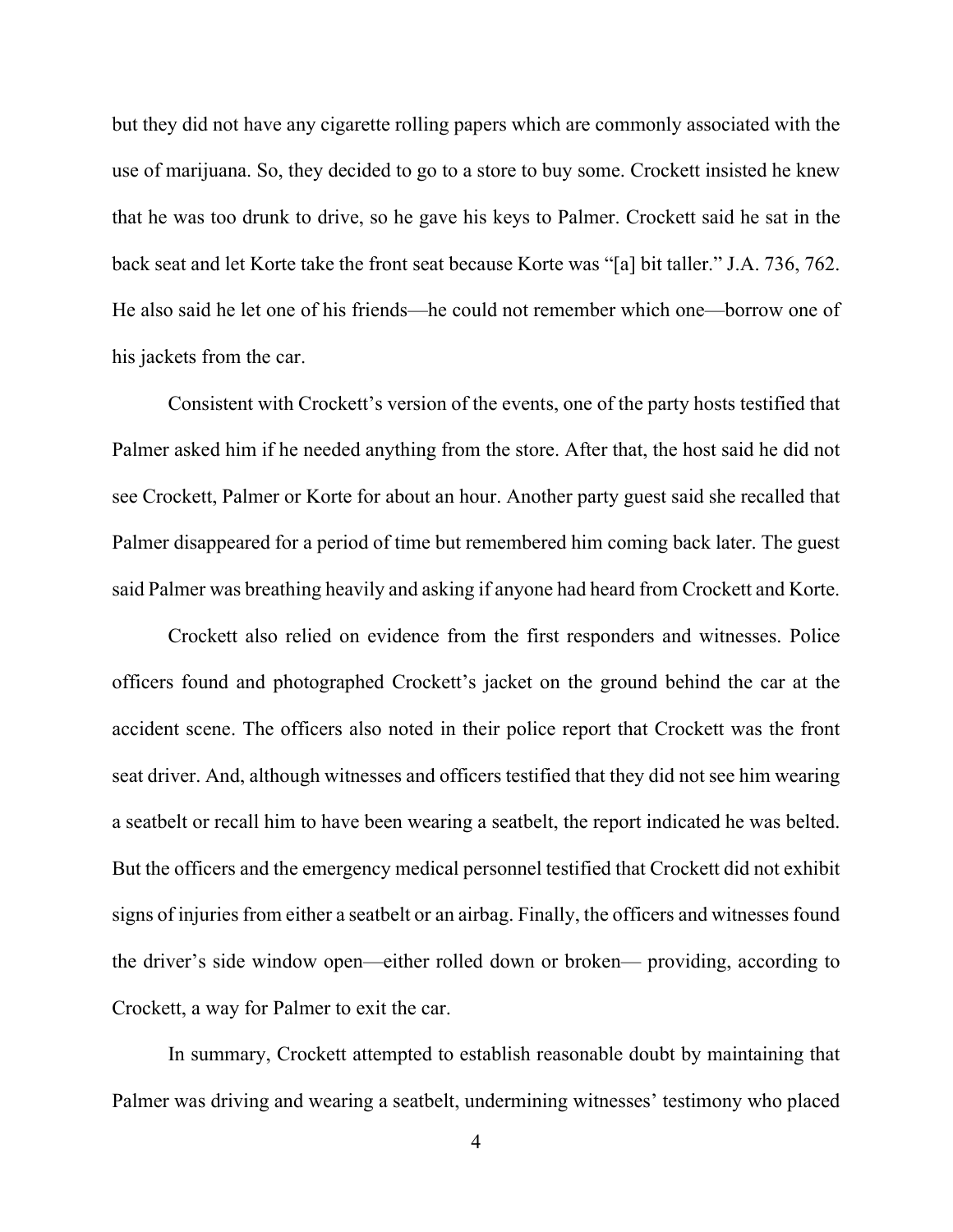but they did not have any cigarette rolling papers which are commonly associated with the use of marijuana. So, they decided to go to a store to buy some. Crockett insisted he knew that he was too drunk to drive, so he gave his keys to Palmer. Crockett said he sat in the back seat and let Korte take the front seat because Korte was "[a] bit taller." J.A. 736, 762. He also said he let one of his friends—he could not remember which one—borrow one of his jackets from the car.

Consistent with Crockett's version of the events, one of the party hosts testified that Palmer asked him if he needed anything from the store. After that, the host said he did not see Crockett, Palmer or Korte for about an hour. Another party guest said she recalled that Palmer disappeared for a period of time but remembered him coming back later. The guest said Palmer was breathing heavily and asking if anyone had heard from Crockett and Korte.

Crockett also relied on evidence from the first responders and witnesses. Police officers found and photographed Crockett's jacket on the ground behind the car at the accident scene. The officers also noted in their police report that Crockett was the front seat driver. And, although witnesses and officers testified that they did not see him wearing a seatbelt or recall him to have been wearing a seatbelt, the report indicated he was belted. But the officers and the emergency medical personnel testified that Crockett did not exhibit signs of injuries from either a seatbelt or an airbag. Finally, the officers and witnesses found the driver's side window open—either rolled down or broken— providing, according to Crockett, a way for Palmer to exit the car.

In summary, Crockett attempted to establish reasonable doubt by maintaining that Palmer was driving and wearing a seatbelt, undermining witnesses' testimony who placed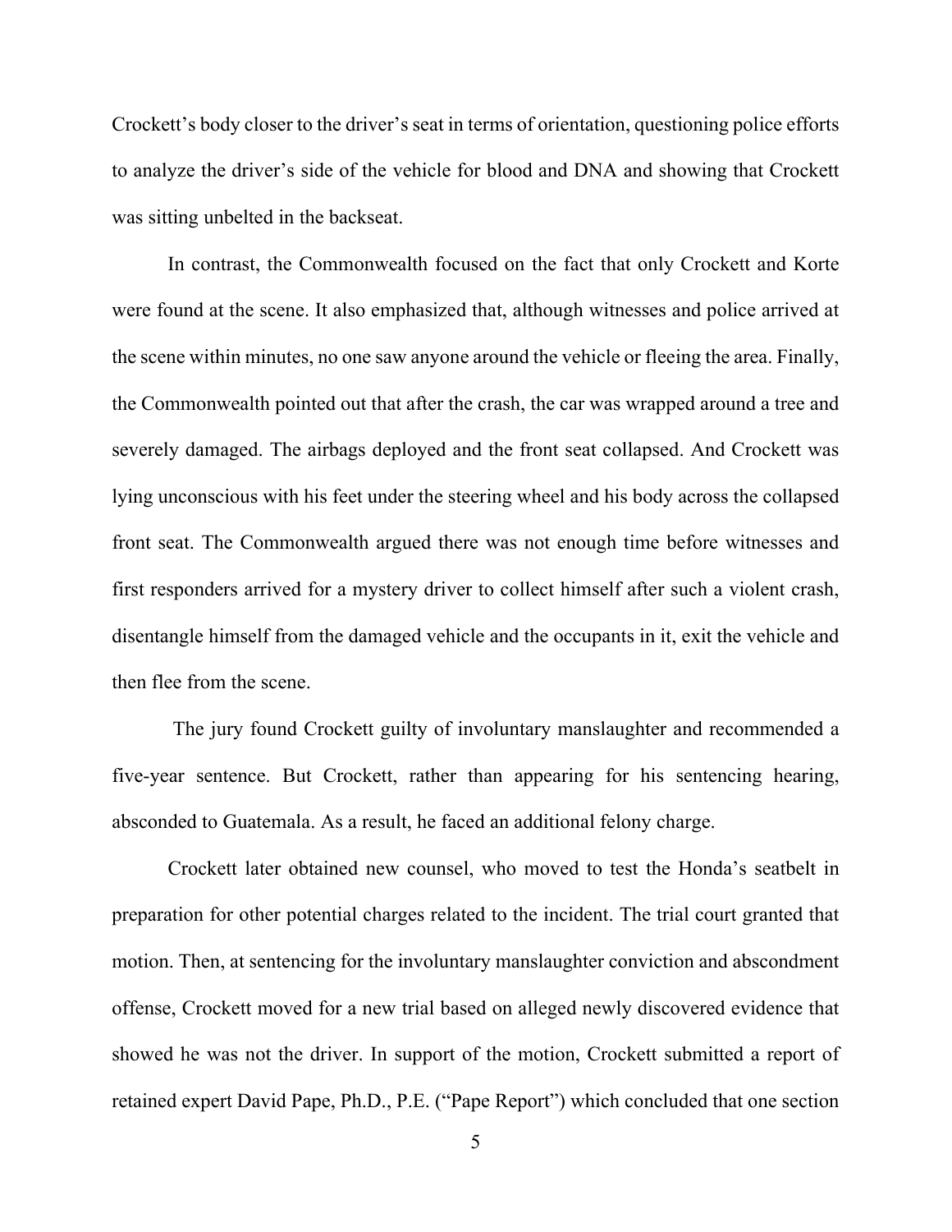Crockett's body closer to the driver's seat in terms of orientation, questioning police efforts to analyze the driver's side of the vehicle for blood and DNA and showing that Crockett was sitting unbelted in the backseat.

In contrast, the Commonwealth focused on the fact that only Crockett and Korte were found at the scene. It also emphasized that, although witnesses and police arrived at the scene within minutes, no one saw anyone around the vehicle or fleeing the area. Finally, the Commonwealth pointed out that after the crash, the car was wrapped around a tree and severely damaged. The airbags deployed and the front seat collapsed. And Crockett was lying unconscious with his feet under the steering wheel and his body across the collapsed front seat. The Commonwealth argued there was not enough time before witnesses and first responders arrived for a mystery driver to collect himself after such a violent crash, disentangle himself from the damaged vehicle and the occupants in it, exit the vehicle and then flee from the scene.

The jury found Crockett guilty of involuntary manslaughter and recommended a five-year sentence. But Crockett, rather than appearing for his sentencing hearing, absconded to Guatemala. As a result, he faced an additional felony charge.

Crockett later obtained new counsel, who moved to test the Honda's seatbelt in preparation for other potential charges related to the incident. The trial court granted that motion. Then, at sentencing for the involuntary manslaughter conviction and abscondment offense, Crockett moved for a new trial based on alleged newly discovered evidence that showed he was not the driver. In support of the motion, Crockett submitted a report of retained expert David Pape, Ph.D., P.E. ("Pape Report") which concluded that one section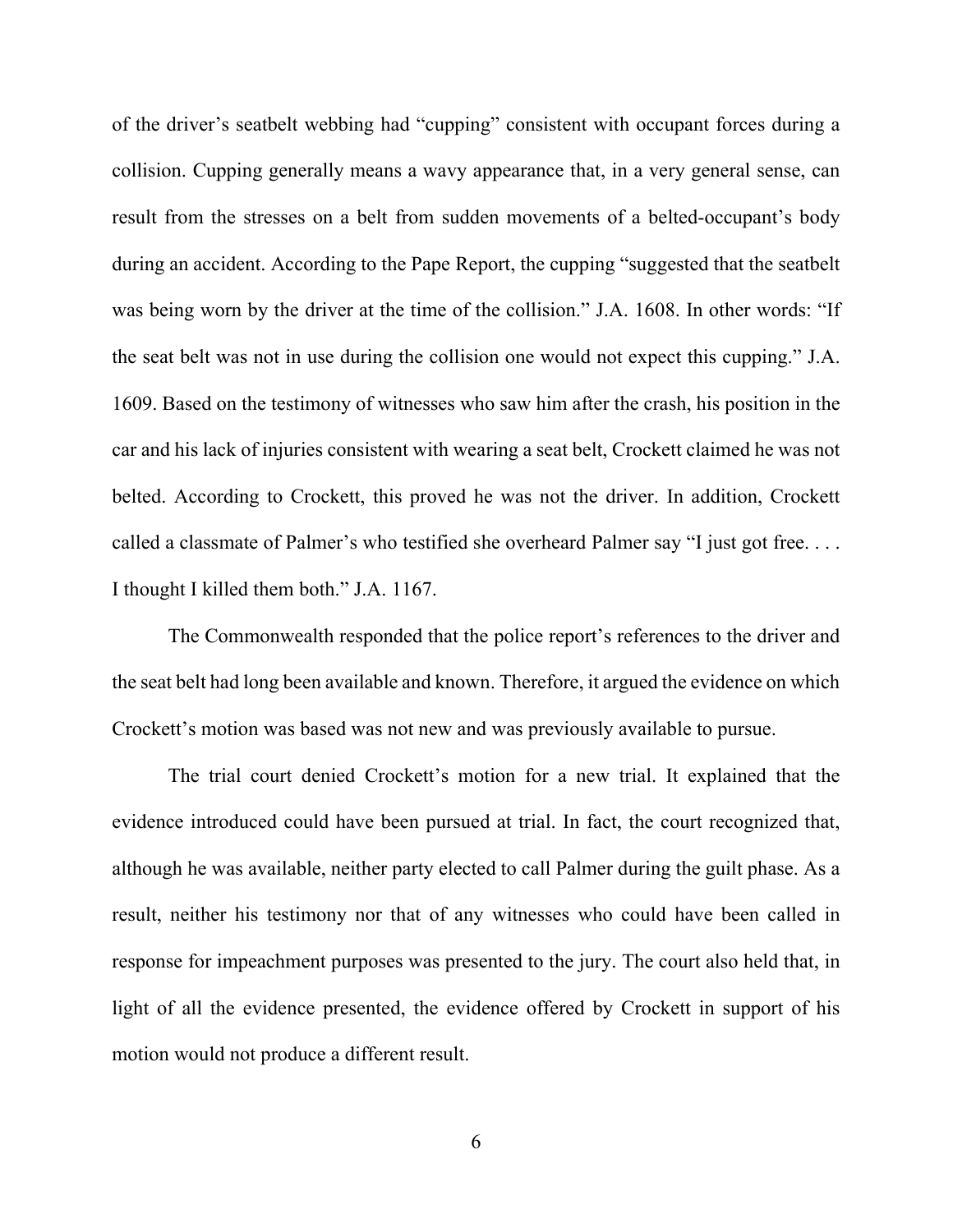of the driver's seatbelt webbing had "cupping" consistent with occupant forces during a collision. Cupping generally means a wavy appearance that, in a very general sense, can result from the stresses on a belt from sudden movements of a belted-occupant's body during an accident. According to the Pape Report, the cupping "suggested that the seatbelt was being worn by the driver at the time of the collision." J.A. 1608. In other words: "If the seat belt was not in use during the collision one would not expect this cupping." J.A. 1609. Based on the testimony of witnesses who saw him after the crash, his position in the car and his lack of injuries consistent with wearing a seat belt, Crockett claimed he was not belted. According to Crockett, this proved he was not the driver. In addition, Crockett called a classmate of Palmer's who testified she overheard Palmer say "I just got free. . . . I thought I killed them both." J.A. 1167.

The Commonwealth responded that the police report's references to the driver and the seat belt had long been available and known. Therefore, it argued the evidence on which Crockett's motion was based was not new and was previously available to pursue.

The trial court denied Crockett's motion for a new trial. It explained that the evidence introduced could have been pursued at trial. In fact, the court recognized that, although he was available, neither party elected to call Palmer during the guilt phase. As a result, neither his testimony nor that of any witnesses who could have been called in response for impeachment purposes was presented to the jury. The court also held that, in light of all the evidence presented, the evidence offered by Crockett in support of his motion would not produce a different result.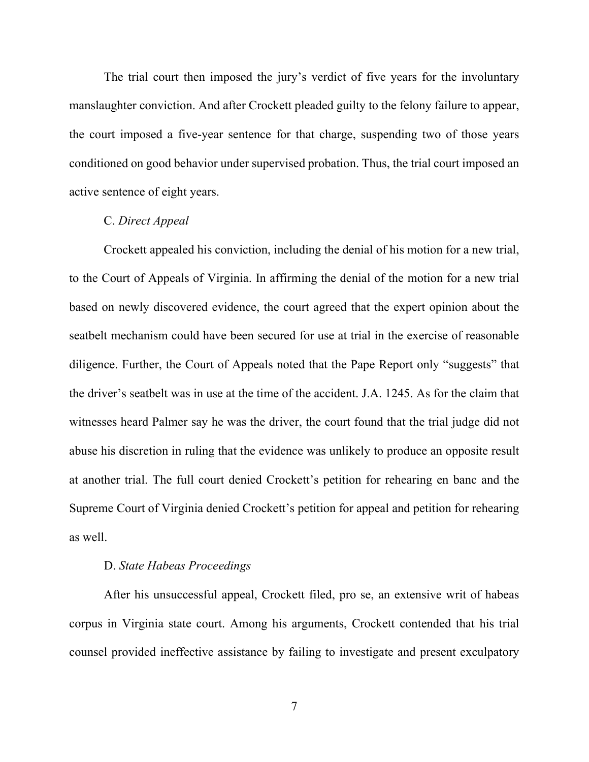The trial court then imposed the jury's verdict of five years for the involuntary manslaughter conviction. And after Crockett pleaded guilty to the felony failure to appear, the court imposed a five-year sentence for that charge, suspending two of those years conditioned on good behavior under supervised probation. Thus, the trial court imposed an active sentence of eight years.

C. *Direct Appeal*

Crockett appealed his conviction, including the denial of his motion for a new trial, to the Court of Appeals of Virginia. In affirming the denial of the motion for a new trial based on newly discovered evidence, the court agreed that the expert opinion about the seatbelt mechanism could have been secured for use at trial in the exercise of reasonable diligence. Further, the Court of Appeals noted that the Pape Report only "suggests" that the driver's seatbelt was in use at the time of the accident. J.A. 1245. As for the claim that witnesses heard Palmer say he was the driver, the court found that the trial judge did not abuse his discretion in ruling that the evidence was unlikely to produce an opposite result at another trial. The full court denied Crockett's petition for rehearing en banc and the Supreme Court of Virginia denied Crockett's petition for appeal and petition for rehearing as well.

D. *State Habeas Proceedings*

After his unsuccessful appeal, Crockett filed, pro se, an extensive writ of habeas corpus in Virginia state court. Among his arguments, Crockett contended that his trial counsel provided ineffective assistance by failing to investigate and present exculpatory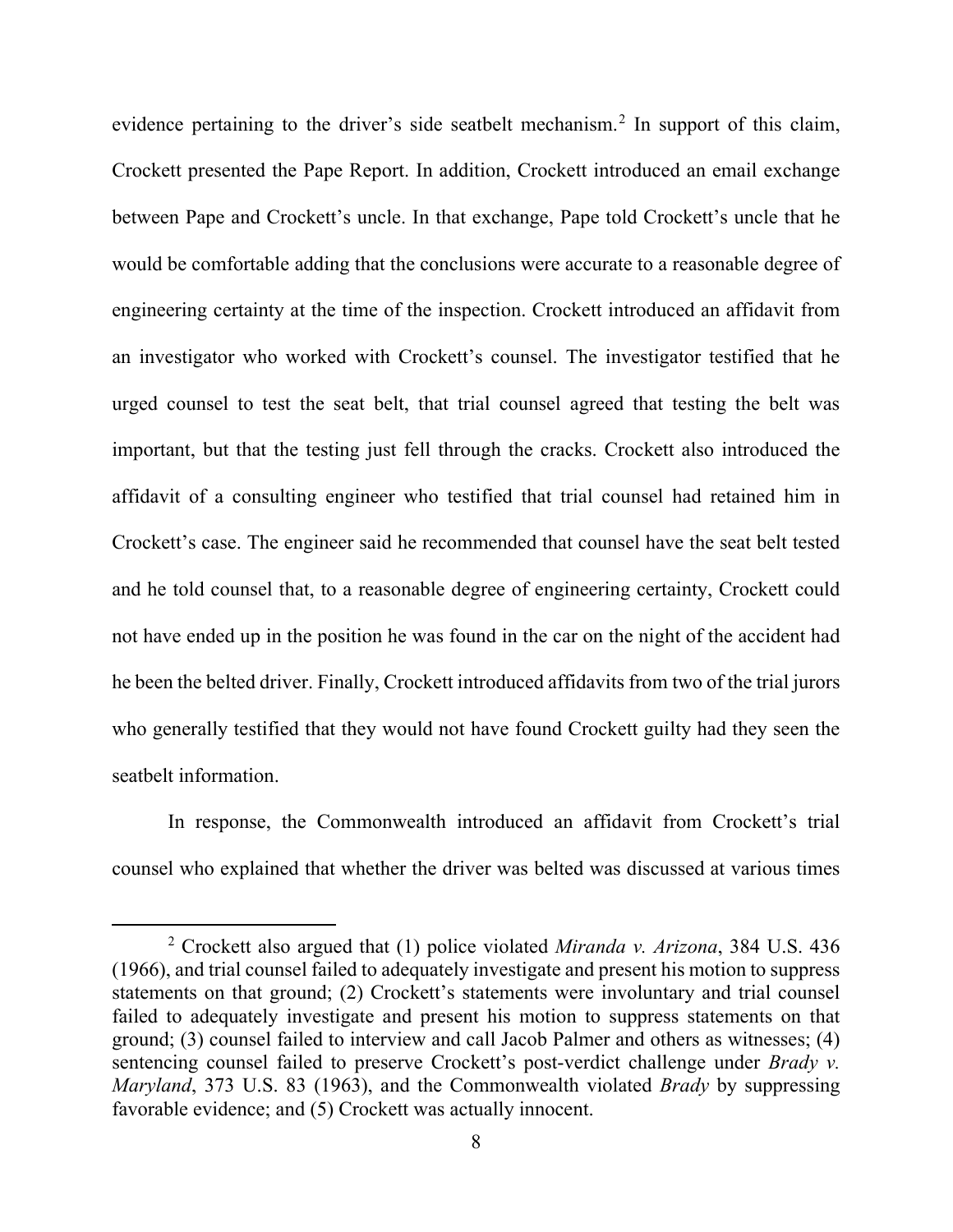evidence pertaining to the driver's side seatbelt mechanism.[2] In support of this claim, Crockett presented the Pape Report. In addition, Crockett introduced an email exchange between Pape and Crockett's uncle. In that exchange, Pape told Crockett's uncle that he would be comfortable adding that the conclusions were accurate to a reasonable degree of engineering certainty at the time of the inspection. Crockett introduced an affidavit from an investigator who worked with Crockett's counsel. The investigator testified that he urged counsel to test the seat belt, that trial counsel agreed that testing the belt was important, but that the testing just fell through the cracks. Crockett also introduced the affidavit of a consulting engineer who testified that trial counsel had retained him in Crockett's case. The engineer said he recommended that counsel have the seat belt tested and he told counsel that, to a reasonable degree of engineering certainty, Crockett could not have ended up in the position he was found in the car on the night of the accident had he been the belted driver. Finally, Crockett introduced affidavits from two of the trial jurors who generally testified that they would not have found Crockett guilty had they seen the seatbelt information.

In response, the Commonwealth introduced an affidavit from Crockett's trial counsel who explained that whether the driver was belted was discussed at various times

---

[2] Crockett also argued that (1) police violated *Miranda v. Arizona*, 384 U.S. 436 (1966), and trial counsel failed to adequately investigate and present his motion to suppress statements on that ground; (2) Crockett's statements were involuntary and trial counsel failed to adequately investigate and present his motion to suppress statements on that ground; (3) counsel failed to interview and call Jacob Palmer and others as witnesses; (4) sentencing counsel failed to preserve Crockett's post-verdict challenge under *Brady v. Maryland*, 373 U.S. 83 (1963), and the Commonwealth violated *Brady* by suppressing favorable evidence; and (5) Crockett was actually innocent.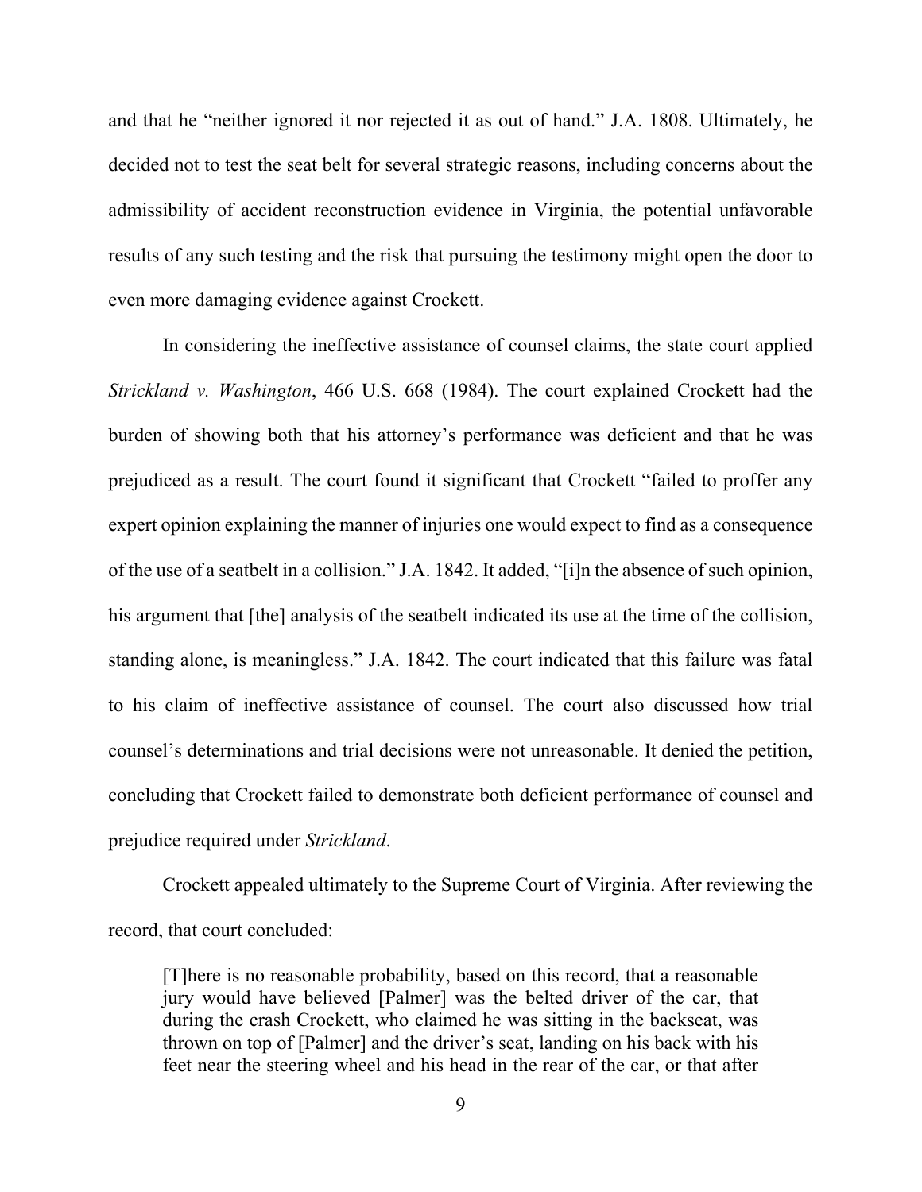and that he "neither ignored it nor rejected it as out of hand." J.A. 1808. Ultimately, he decided not to test the seat belt for several strategic reasons, including concerns about the admissibility of accident reconstruction evidence in Virginia, the potential unfavorable results of any such testing and the risk that pursuing the testimony might open the door to even more damaging evidence against Crockett.

In considering the ineffective assistance of counsel claims, the state court applied *Strickland v. Washington*, 466 U.S. 668 (1984). The court explained Crockett had the burden of showing both that his attorney's performance was deficient and that he was prejudiced as a result. The court found it significant that Crockett "failed to proffer any expert opinion explaining the manner of injuries one would expect to find as a consequence of the use of a seatbelt in a collision." J.A. 1842. It added, "[i]n the absence of such opinion, his argument that [the] analysis of the seatbelt indicated its use at the time of the collision, standing alone, is meaningless." J.A. 1842. The court indicated that this failure was fatal to his claim of ineffective assistance of counsel. The court also discussed how trial counsel's determinations and trial decisions were not unreasonable. It denied the petition, concluding that Crockett failed to demonstrate both deficient performance of counsel and prejudice required under *Strickland*.

Crockett appealed ultimately to the Supreme Court of Virginia. After reviewing the record, that court concluded:

> [T]here is no reasonable probability, based on this record, that a reasonable jury would have believed [Palmer] was the belted driver of the car, that during the crash Crockett, who claimed he was sitting in the backseat, was thrown on top of [Palmer] and the driver's seat, landing on his back with his feet near the steering wheel and his head in the rear of the car, or that after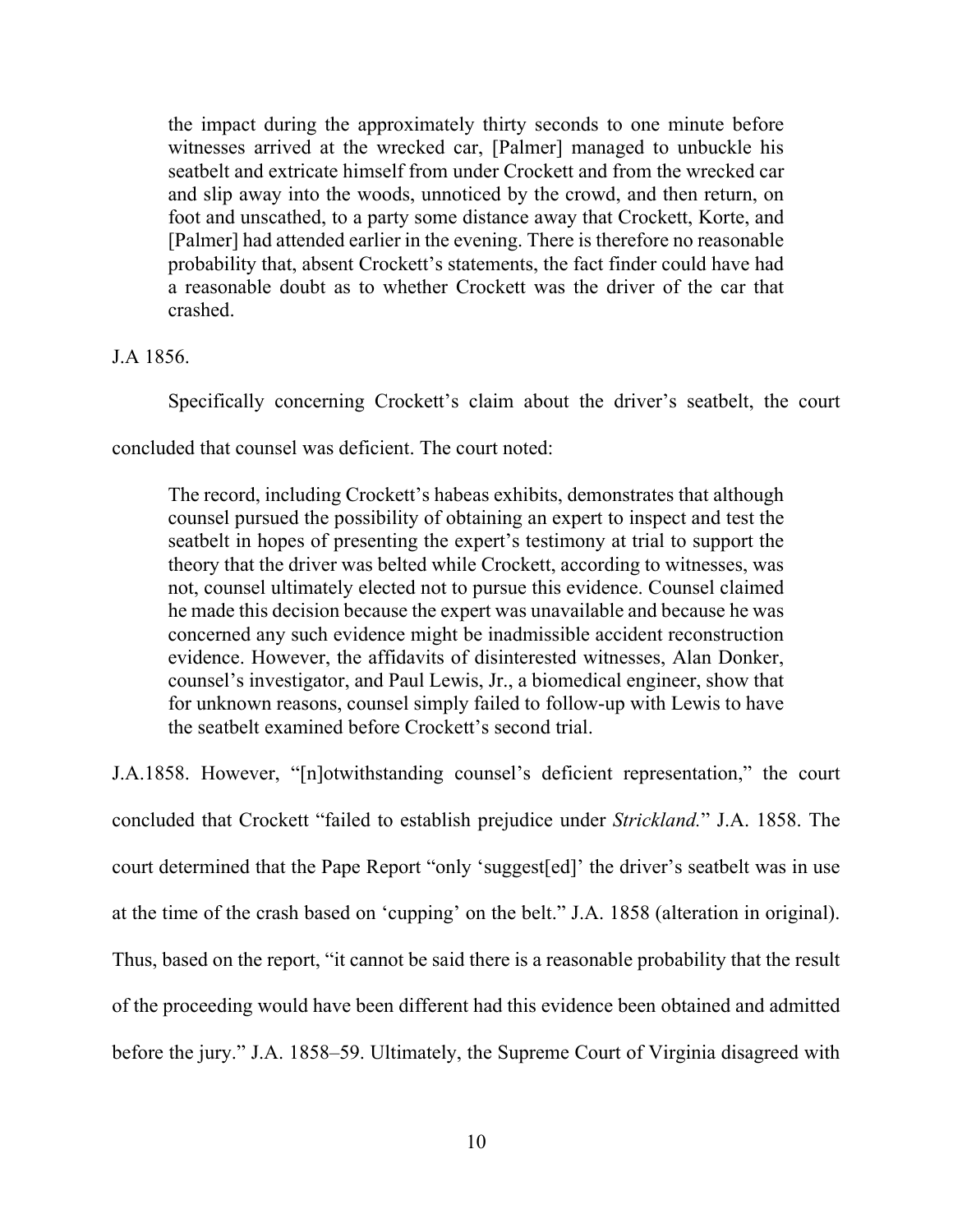> the impact during the approximately thirty seconds to one minute before witnesses arrived at the wrecked car, [Palmer] managed to unbuckle his seatbelt and extricate himself from under Crockett and from the wrecked car and slip away into the woods, unnoticed by the crowd, and then return, on foot and unscathed, to a party some distance away that Crockett, Korte, and [Palmer] had attended earlier in the evening. There is therefore no reasonable probability that, absent Crockett's statements, the fact finder could have had a reasonable doubt as to whether Crockett was the driver of the car that crashed.

J.A 1856.

Specifically concerning Crockett's claim about the driver's seatbelt, the court concluded that counsel was deficient. The court noted:

> The record, including Crockett's habeas exhibits, demonstrates that although counsel pursued the possibility of obtaining an expert to inspect and test the seatbelt in hopes of presenting the expert's testimony at trial to support the theory that the driver was belted while Crockett, according to witnesses, was not, counsel ultimately elected not to pursue this evidence. Counsel claimed he made this decision because the expert was unavailable and because he was concerned any such evidence might be inadmissible accident reconstruction evidence. However, the affidavits of disinterested witnesses, Alan Donker, counsel's investigator, and Paul Lewis, Jr., a biomedical engineer, show that for unknown reasons, counsel simply failed to follow-up with Lewis to have the seatbelt examined before Crockett's second trial.

J.A.1858. However, "[n]otwithstanding counsel's deficient representation," the court concluded that Crockett "failed to establish prejudice under *Strickland.*" J.A. 1858. The court determined that the Pape Report "only 'suggest[ed]' the driver's seatbelt was in use at the time of the crash based on 'cupping' on the belt." J.A. 1858 (alteration in original). Thus, based on the report, "it cannot be said there is a reasonable probability that the result of the proceeding would have been different had this evidence been obtained and admitted before the jury." J.A. 1858–59. Ultimately, the Supreme Court of Virginia disagreed with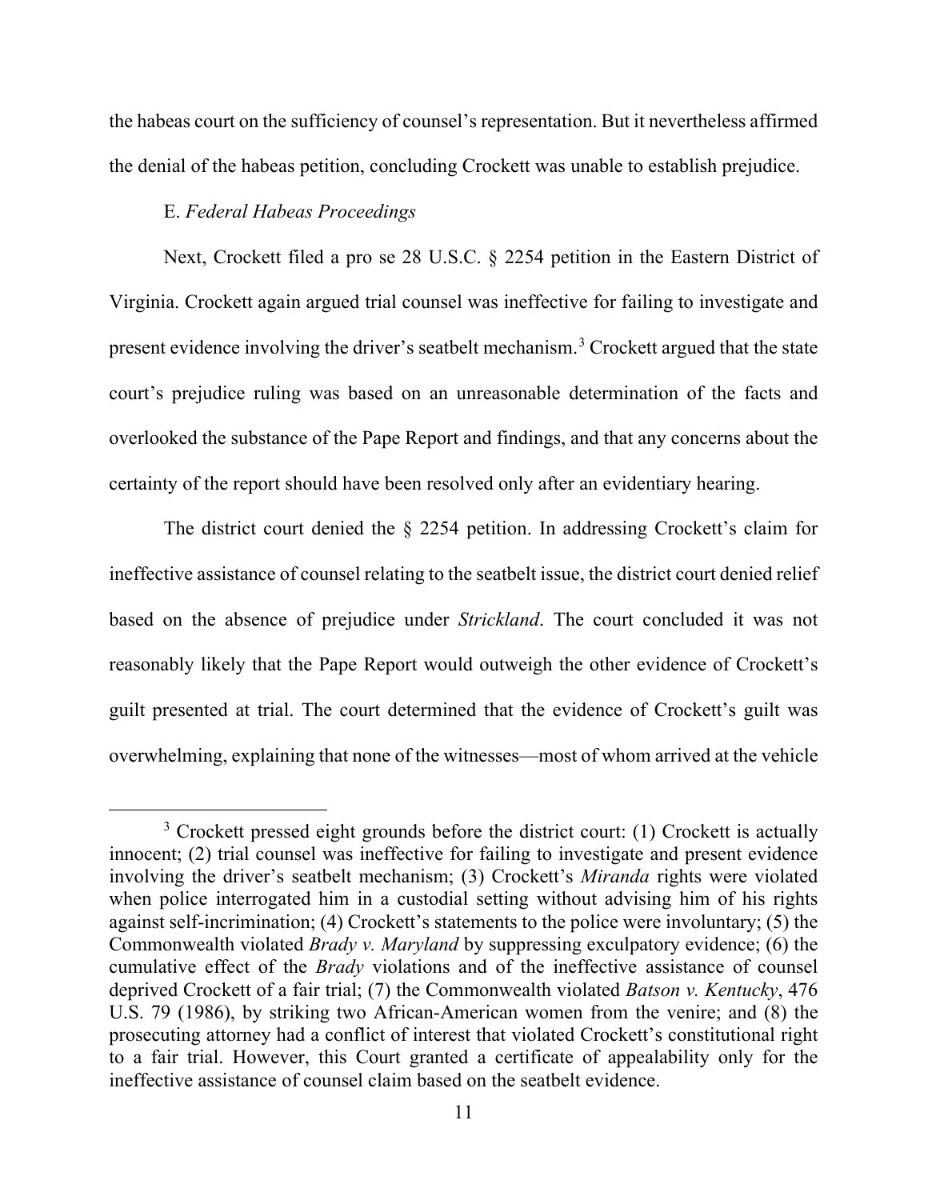the habeas court on the sufficiency of counsel's representation. But it nevertheless affirmed the denial of the habeas petition, concluding Crockett was unable to establish prejudice.

E. *Federal Habeas Proceedings*

Next, Crockett filed a pro se 28 U.S.C. § 2254 petition in the Eastern District of Virginia. Crockett again argued trial counsel was ineffective for failing to investigate and present evidence involving the driver's seatbelt mechanism.[3] Crockett argued that the state court's prejudice ruling was based on an unreasonable determination of the facts and overlooked the substance of the Pape Report and findings, and that any concerns about the certainty of the report should have been resolved only after an evidentiary hearing.

The district court denied the § 2254 petition. In addressing Crockett's claim for ineffective assistance of counsel relating to the seatbelt issue, the district court denied relief based on the absence of prejudice under *Strickland*. The court concluded it was not reasonably likely that the Pape Report would outweigh the other evidence of Crockett's guilt presented at trial. The court determined that the evidence of Crockett's guilt was overwhelming, explaining that none of the witnesses—most of whom arrived at the vehicle

[3] Crockett pressed eight grounds before the district court: (1) Crockett is actually innocent; (2) trial counsel was ineffective for failing to investigate and present evidence involving the driver's seatbelt mechanism; (3) Crockett's *Miranda* rights were violated when police interrogated him in a custodial setting without advising him of his rights against self-incrimination; (4) Crockett's statements to the police were involuntary; (5) the Commonwealth violated *Brady v. Maryland* by suppressing exculpatory evidence; (6) the cumulative effect of the *Brady* violations and of the ineffective assistance of counsel deprived Crockett of a fair trial; (7) the Commonwealth violated *Batson v. Kentucky*, 476 U.S. 79 (1986), by striking two African-American women from the venire; and (8) the prosecuting attorney had a conflict of interest that violated Crockett's constitutional right to a fair trial. However, this Court granted a certificate of appealability only for the ineffective assistance of counsel claim based on the seatbelt evidence.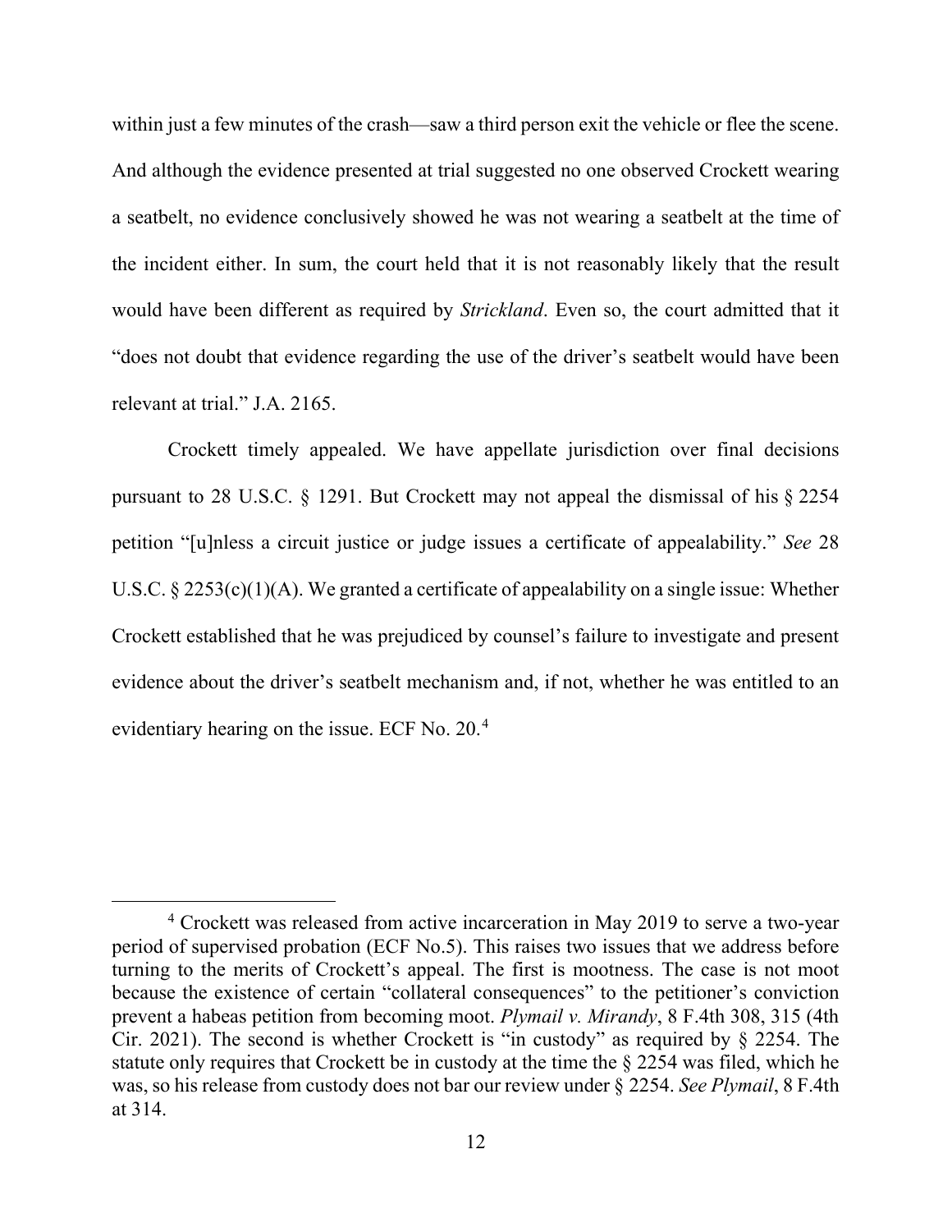within just a few minutes of the crash—saw a third person exit the vehicle or flee the scene. And although the evidence presented at trial suggested no one observed Crockett wearing a seatbelt, no evidence conclusively showed he was not wearing a seatbelt at the time of the incident either. In sum, the court held that it is not reasonably likely that the result would have been different as required by *Strickland*. Even so, the court admitted that it "does not doubt that evidence regarding the use of the driver's seatbelt would have been relevant at trial." J.A. 2165.

Crockett timely appealed. We have appellate jurisdiction over final decisions pursuant to 28 U.S.C. § 1291. But Crockett may not appeal the dismissal of his § 2254 petition "[u]nless a circuit justice or judge issues a certificate of appealability." *See* 28 U.S.C. § 2253(c)(1)(A). We granted a certificate of appealability on a single issue: Whether Crockett established that he was prejudiced by counsel's failure to investigate and present evidence about the driver's seatbelt mechanism and, if not, whether he was entitled to an evidentiary hearing on the issue. ECF No. 20.[4]

[4] Crockett was released from active incarceration in May 2019 to serve a two-year period of supervised probation (ECF No.5). This raises two issues that we address before turning to the merits of Crockett's appeal. The first is mootness. The case is not moot because the existence of certain "collateral consequences" to the petitioner's conviction prevent a habeas petition from becoming moot. *Plymail v. Mirandy*, 8 F.4th 308, 315 (4th Cir. 2021). The second is whether Crockett is "in custody" as required by § 2254. The statute only requires that Crockett be in custody at the time the § 2254 was filed, which he was, so his release from custody does not bar our review under § 2254. *See Plymail*, 8 F.4th at 314.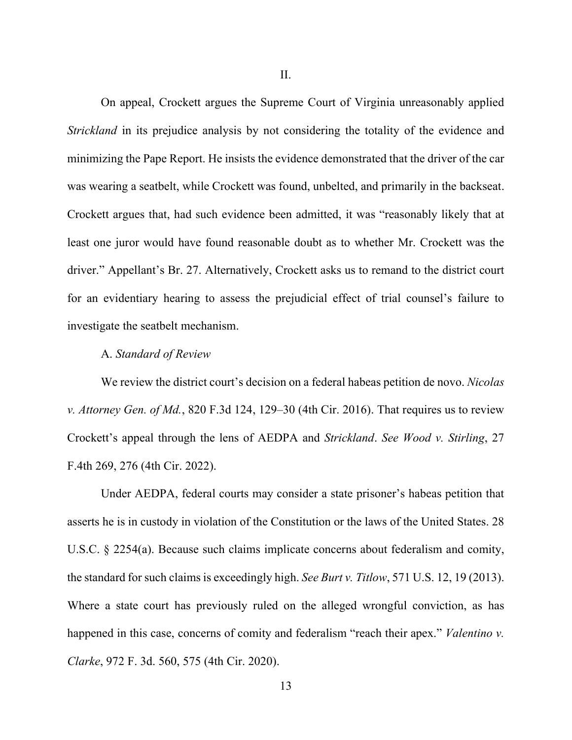## II.

On appeal, Crockett argues the Supreme Court of Virginia unreasonably applied *Strickland* in its prejudice analysis by not considering the totality of the evidence and minimizing the Pape Report. He insists the evidence demonstrated that the driver of the car was wearing a seatbelt, while Crockett was found, unbelted, and primarily in the backseat. Crockett argues that, had such evidence been admitted, it was "reasonably likely that at least one juror would have found reasonable doubt as to whether Mr. Crockett was the driver." Appellant's Br. 27. Alternatively, Crockett asks us to remand to the district court for an evidentiary hearing to assess the prejudicial effect of trial counsel's failure to investigate the seatbelt mechanism.

### A. *Standard of Review*

We review the district court's decision on a federal habeas petition de novo. *Nicolas v. Attorney Gen. of Md.*, 820 F.3d 124, 129–30 (4th Cir. 2016). That requires us to review Crockett's appeal through the lens of AEDPA and *Strickland*. *See Wood v. Stirling*, 27 F.4th 269, 276 (4th Cir. 2022).

Under AEDPA, federal courts may consider a state prisoner's habeas petition that asserts he is in custody in violation of the Constitution or the laws of the United States. 28 U.S.C. § 2254(a). Because such claims implicate concerns about federalism and comity, the standard for such claims is exceedingly high. *See Burt v. Titlow*, 571 U.S. 12, 19 (2013). Where a state court has previously ruled on the alleged wrongful conviction, as has happened in this case, concerns of comity and federalism "reach their apex." *Valentino v. Clarke*, 972 F. 3d. 560, 575 (4th Cir. 2020).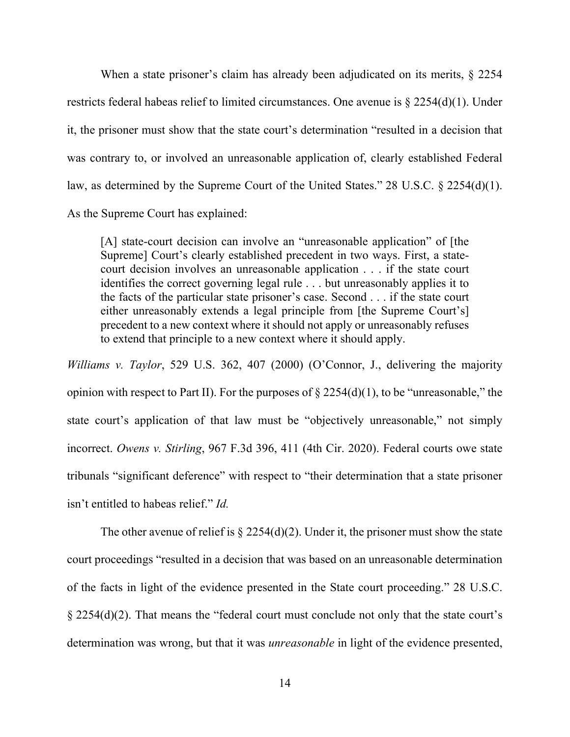When a state prisoner's claim has already been adjudicated on its merits, § 2254 restricts federal habeas relief to limited circumstances. One avenue is § 2254(d)(1). Under it, the prisoner must show that the state court's determination "resulted in a decision that was contrary to, or involved an unreasonable application of, clearly established Federal law, as determined by the Supreme Court of the United States." 28 U.S.C. § 2254(d)(1). As the Supreme Court has explained:

> [A] state-court decision can involve an "unreasonable application" of [the Supreme] Court's clearly established precedent in two ways. First, a state-court decision involves an unreasonable application . . . if the state court identifies the correct governing legal rule . . . but unreasonably applies it to the facts of the particular state prisoner's case. Second . . . if the state court either unreasonably extends a legal principle from [the Supreme Court's] precedent to a new context where it should not apply or unreasonably refuses to extend that principle to a new context where it should apply.

*Williams v. Taylor*, 529 U.S. 362, 407 (2000) (O'Connor, J., delivering the majority opinion with respect to Part II). For the purposes of § 2254(d)(1), to be "unreasonable," the state court's application of that law must be "objectively unreasonable," not simply incorrect. *Owens v. Stirling*, 967 F.3d 396, 411 (4th Cir. 2020). Federal courts owe state tribunals "significant deference" with respect to "their determination that a state prisoner isn't entitled to habeas relief." *Id.*

The other avenue of relief is § 2254(d)(2). Under it, the prisoner must show the state court proceedings "resulted in a decision that was based on an unreasonable determination of the facts in light of the evidence presented in the State court proceeding." 28 U.S.C. § 2254(d)(2). That means the "federal court must conclude not only that the state court's determination was wrong, but that it was *unreasonable* in light of the evidence presented,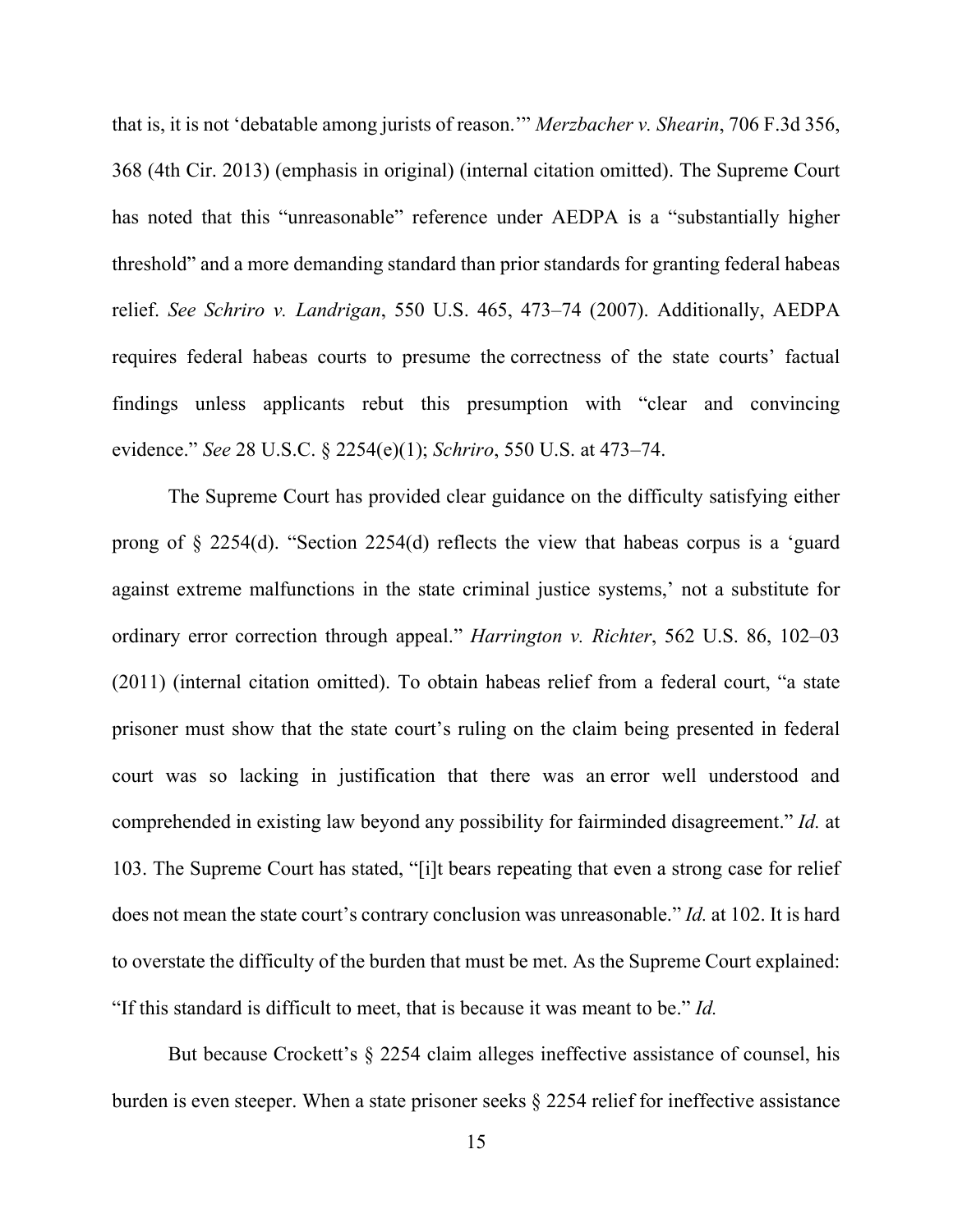that is, it is not 'debatable among jurists of reason.'" *Merzbacher v. Shearin*, 706 F.3d 356, 368 (4th Cir. 2013) (emphasis in original) (internal citation omitted). The Supreme Court has noted that this "unreasonable" reference under AEDPA is a "substantially higher threshold" and a more demanding standard than prior standards for granting federal habeas relief. *See Schriro v. Landrigan*, 550 U.S. 465, 473–74 (2007). Additionally, AEDPA requires federal habeas courts to presume the correctness of the state courts' factual findings unless applicants rebut this presumption with "clear and convincing evidence." *See* 28 U.S.C. § 2254(e)(1); *Schriro*, 550 U.S. at 473–74.

The Supreme Court has provided clear guidance on the difficulty satisfying either prong of § 2254(d). "Section 2254(d) reflects the view that habeas corpus is a 'guard against extreme malfunctions in the state criminal justice systems,' not a substitute for ordinary error correction through appeal." *Harrington v. Richter*, 562 U.S. 86, 102–03 (2011) (internal citation omitted). To obtain habeas relief from a federal court, "a state prisoner must show that the state court's ruling on the claim being presented in federal court was so lacking in justification that there was an error well understood and comprehended in existing law beyond any possibility for fairminded disagreement." *Id.* at 103. The Supreme Court has stated, "[i]t bears repeating that even a strong case for relief does not mean the state court's contrary conclusion was unreasonable." *Id.* at 102. It is hard to overstate the difficulty of the burden that must be met. As the Supreme Court explained: "If this standard is difficult to meet, that is because it was meant to be." *Id.*

But because Crockett's § 2254 claim alleges ineffective assistance of counsel, his burden is even steeper. When a state prisoner seeks § 2254 relief for ineffective assistance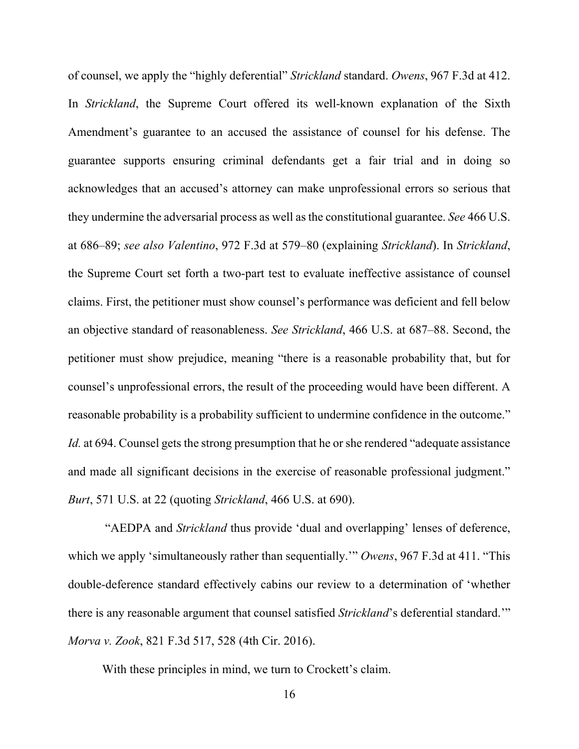of counsel, we apply the "highly deferential" *Strickland* standard. *Owens*, 967 F.3d at 412. In *Strickland*, the Supreme Court offered its well-known explanation of the Sixth Amendment's guarantee to an accused the assistance of counsel for his defense. The guarantee supports ensuring criminal defendants get a fair trial and in doing so acknowledges that an accused's attorney can make unprofessional errors so serious that they undermine the adversarial process as well as the constitutional guarantee. *See* 466 U.S. at 686–89; *see also Valentino*, 972 F.3d at 579–80 (explaining *Strickland*). In *Strickland*, the Supreme Court set forth a two-part test to evaluate ineffective assistance of counsel claims. First, the petitioner must show counsel's performance was deficient and fell below an objective standard of reasonableness. *See Strickland*, 466 U.S. at 687–88. Second, the petitioner must show prejudice, meaning "there is a reasonable probability that, but for counsel's unprofessional errors, the result of the proceeding would have been different. A reasonable probability is a probability sufficient to undermine confidence in the outcome." *Id.* at 694. Counsel gets the strong presumption that he or she rendered "adequate assistance and made all significant decisions in the exercise of reasonable professional judgment." *Burt*, 571 U.S. at 22 (quoting *Strickland*, 466 U.S. at 690).

"AEDPA and *Strickland* thus provide 'dual and overlapping' lenses of deference, which we apply 'simultaneously rather than sequentially.'" *Owens*, 967 F.3d at 411. "This double-deference standard effectively cabins our review to a determination of 'whether there is any reasonable argument that counsel satisfied *Strickland*'s deferential standard.'" *Morva v. Zook*, 821 F.3d 517, 528 (4th Cir. 2016).

With these principles in mind, we turn to Crockett's claim.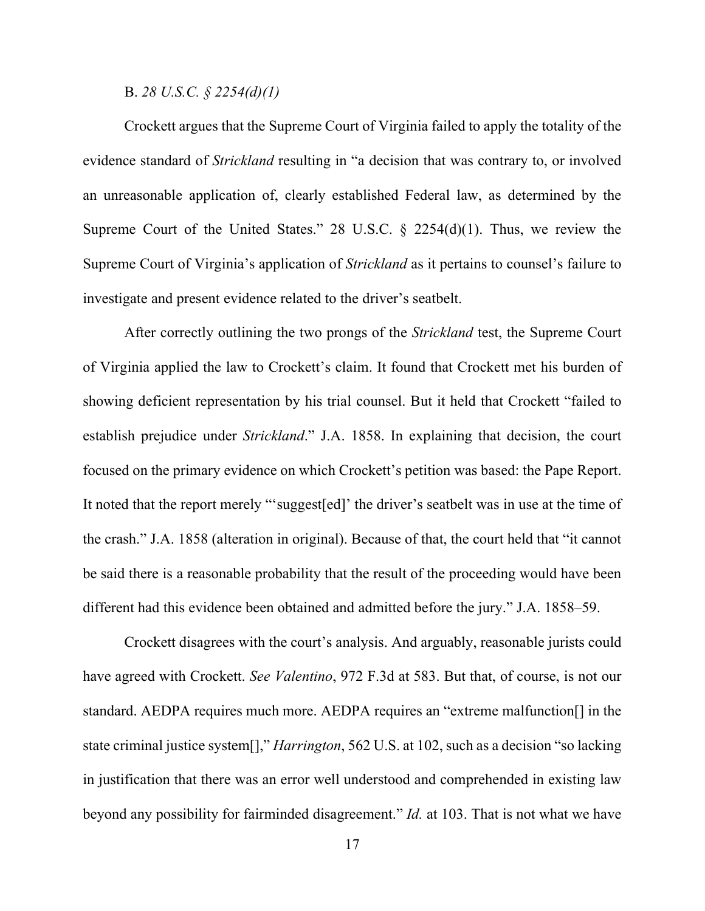B. *28 U.S.C. § 2254(d)(1)*

Crockett argues that the Supreme Court of Virginia failed to apply the totality of the evidence standard of *Strickland* resulting in "a decision that was contrary to, or involved an unreasonable application of, clearly established Federal law, as determined by the Supreme Court of the United States." 28 U.S.C. § 2254(d)(1). Thus, we review the Supreme Court of Virginia's application of *Strickland* as it pertains to counsel's failure to investigate and present evidence related to the driver's seatbelt.

After correctly outlining the two prongs of the *Strickland* test, the Supreme Court of Virginia applied the law to Crockett's claim. It found that Crockett met his burden of showing deficient representation by his trial counsel. But it held that Crockett "failed to establish prejudice under *Strickland*." J.A. 1858. In explaining that decision, the court focused on the primary evidence on which Crockett's petition was based: the Pape Report. It noted that the report merely "'suggest[ed]' the driver's seatbelt was in use at the time of the crash." J.A. 1858 (alteration in original). Because of that, the court held that "it cannot be said there is a reasonable probability that the result of the proceeding would have been different had this evidence been obtained and admitted before the jury." J.A. 1858–59.

Crockett disagrees with the court's analysis. And arguably, reasonable jurists could have agreed with Crockett. *See Valentino*, 972 F.3d at 583. But that, of course, is not our standard. AEDPA requires much more. AEDPA requires an "extreme malfunction[] in the state criminal justice system[]," *Harrington*, 562 U.S. at 102, such as a decision "so lacking in justification that there was an error well understood and comprehended in existing law beyond any possibility for fairminded disagreement." *Id.* at 103. That is not what we have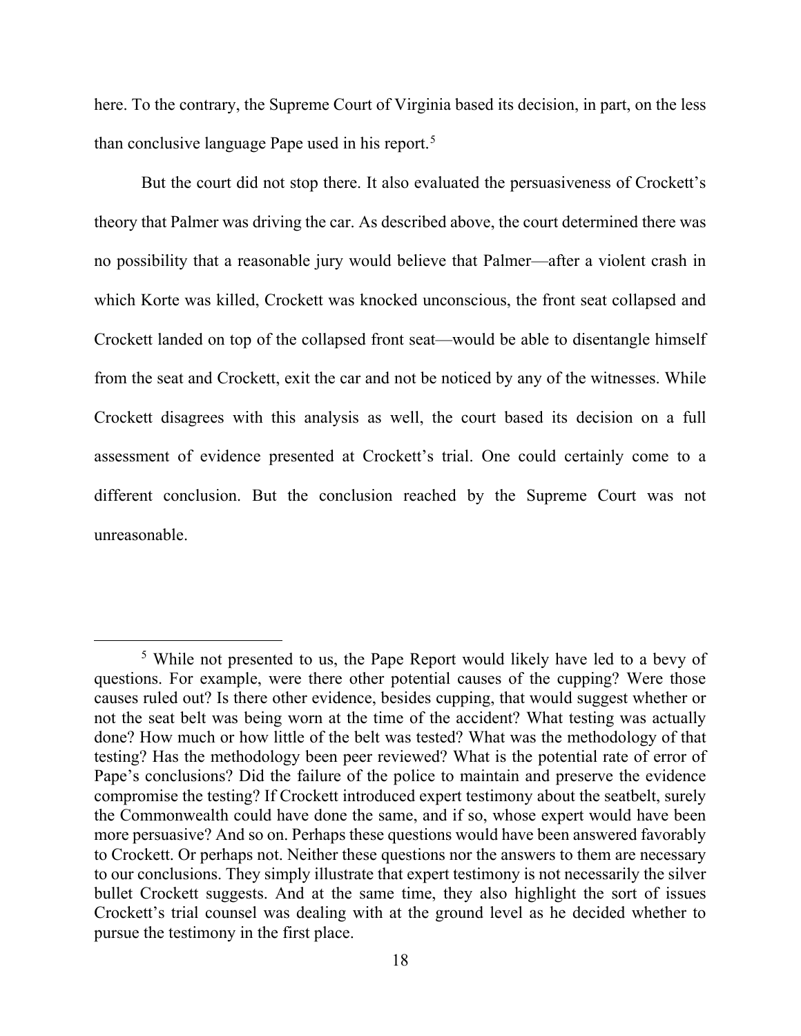here. To the contrary, the Supreme Court of Virginia based its decision, in part, on the less than conclusive language Pape used in his report.[5]

But the court did not stop there. It also evaluated the persuasiveness of Crockett's theory that Palmer was driving the car. As described above, the court determined there was no possibility that a reasonable jury would believe that Palmer—after a violent crash in which Korte was killed, Crockett was knocked unconscious, the front seat collapsed and Crockett landed on top of the collapsed front seat—would be able to disentangle himself from the seat and Crockett, exit the car and not be noticed by any of the witnesses. While Crockett disagrees with this analysis as well, the court based its decision on a full assessment of evidence presented at Crockett's trial. One could certainly come to a different conclusion. But the conclusion reached by the Supreme Court was not unreasonable.

---

[5] While not presented to us, the Pape Report would likely have led to a bevy of questions. For example, were there other potential causes of the cupping? Were those causes ruled out? Is there other evidence, besides cupping, that would suggest whether or not the seat belt was being worn at the time of the accident? What testing was actually done? How much or how little of the belt was tested? What was the methodology of that testing? Has the methodology been peer reviewed? What is the potential rate of error of Pape's conclusions? Did the failure of the police to maintain and preserve the evidence compromise the testing? If Crockett introduced expert testimony about the seatbelt, surely the Commonwealth could have done the same, and if so, whose expert would have been more persuasive? And so on. Perhaps these questions would have been answered favorably to Crockett. Or perhaps not. Neither these questions nor the answers to them are necessary to our conclusions. They simply illustrate that expert testimony is not necessarily the silver bullet Crockett suggests. And at the same time, they also highlight the sort of issues Crockett's trial counsel was dealing with at the ground level as he decided whether to pursue the testimony in the first place.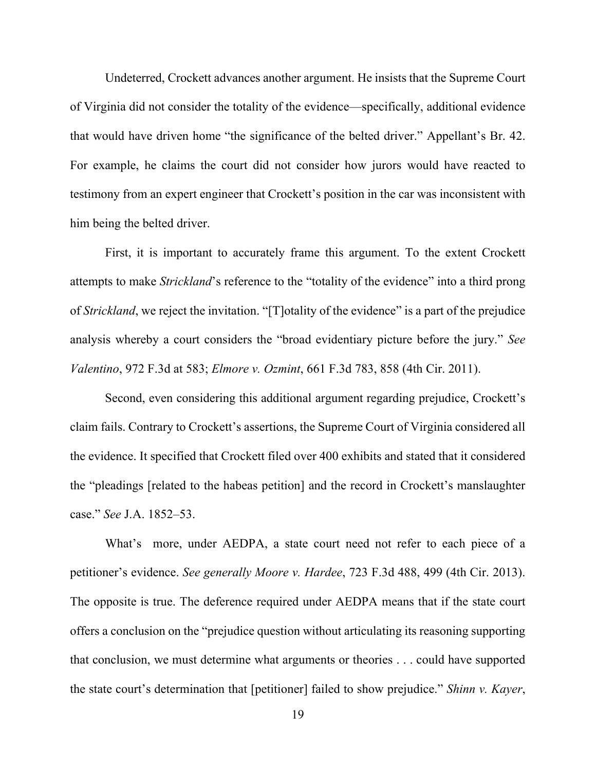Undeterred, Crockett advances another argument. He insists that the Supreme Court of Virginia did not consider the totality of the evidence—specifically, additional evidence that would have driven home "the significance of the belted driver." Appellant's Br. 42. For example, he claims the court did not consider how jurors would have reacted to testimony from an expert engineer that Crockett's position in the car was inconsistent with him being the belted driver.

First, it is important to accurately frame this argument. To the extent Crockett attempts to make *Strickland*'s reference to the "totality of the evidence" into a third prong of *Strickland*, we reject the invitation. "[T]otality of the evidence" is a part of the prejudice analysis whereby a court considers the "broad evidentiary picture before the jury." *See Valentino*, 972 F.3d at 583; *Elmore v. Ozmint*, 661 F.3d 783, 858 (4th Cir. 2011).

Second, even considering this additional argument regarding prejudice, Crockett's claim fails. Contrary to Crockett's assertions, the Supreme Court of Virginia considered all the evidence. It specified that Crockett filed over 400 exhibits and stated that it considered the "pleadings [related to the habeas petition] and the record in Crockett's manslaughter case." *See* J.A. 1852–53.

What's more, under AEDPA, a state court need not refer to each piece of a petitioner's evidence. *See generally Moore v. Hardee*, 723 F.3d 488, 499 (4th Cir. 2013). The opposite is true. The deference required under AEDPA means that if the state court offers a conclusion on the "prejudice question without articulating its reasoning supporting that conclusion, we must determine what arguments or theories . . . could have supported the state court's determination that [petitioner] failed to show prejudice." *Shinn v. Kayer*,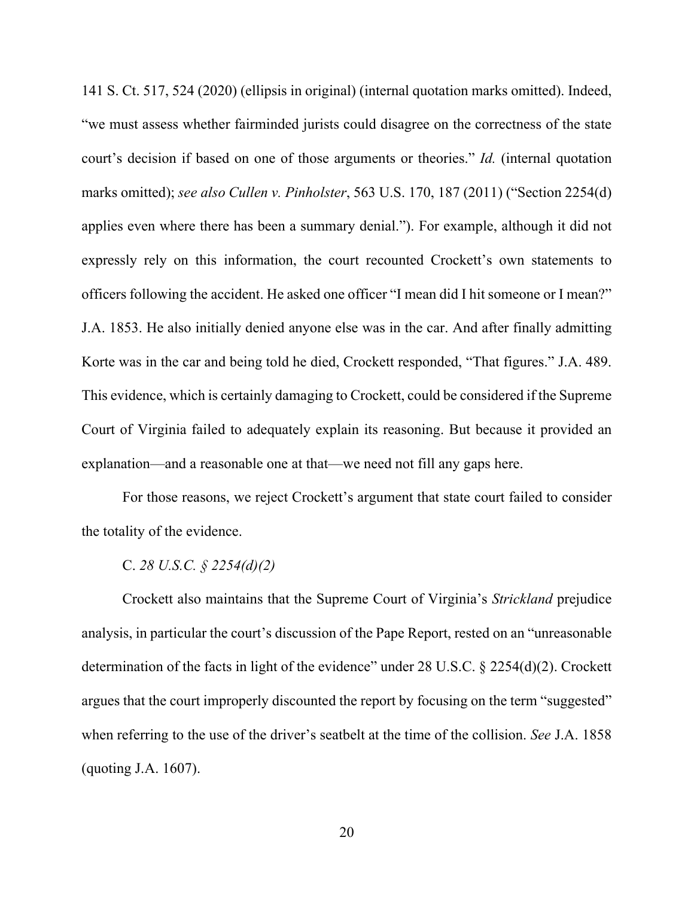141 S. Ct. 517, 524 (2020) (ellipsis in original) (internal quotation marks omitted). Indeed, "we must assess whether fairminded jurists could disagree on the correctness of the state court's decision if based on one of those arguments or theories." *Id.* (internal quotation marks omitted); *see also Cullen v. Pinholster*, 563 U.S. 170, 187 (2011) ("Section 2254(d) applies even where there has been a summary denial."). For example, although it did not expressly rely on this information, the court recounted Crockett's own statements to officers following the accident. He asked one officer "I mean did I hit someone or I mean?" J.A. 1853. He also initially denied anyone else was in the car. And after finally admitting Korte was in the car and being told he died, Crockett responded, "That figures." J.A. 489. This evidence, which is certainly damaging to Crockett, could be considered if the Supreme Court of Virginia failed to adequately explain its reasoning. But because it provided an explanation—and a reasonable one at that—we need not fill any gaps here.

For those reasons, we reject Crockett's argument that state court failed to consider the totality of the evidence.

C. *28 U.S.C. § 2254(d)(2)*

Crockett also maintains that the Supreme Court of Virginia's *Strickland* prejudice analysis, in particular the court's discussion of the Pape Report, rested on an "unreasonable determination of the facts in light of the evidence" under 28 U.S.C. § 2254(d)(2). Crockett argues that the court improperly discounted the report by focusing on the term "suggested" when referring to the use of the driver's seatbelt at the time of the collision. *See* J.A. 1858 (quoting J.A. 1607).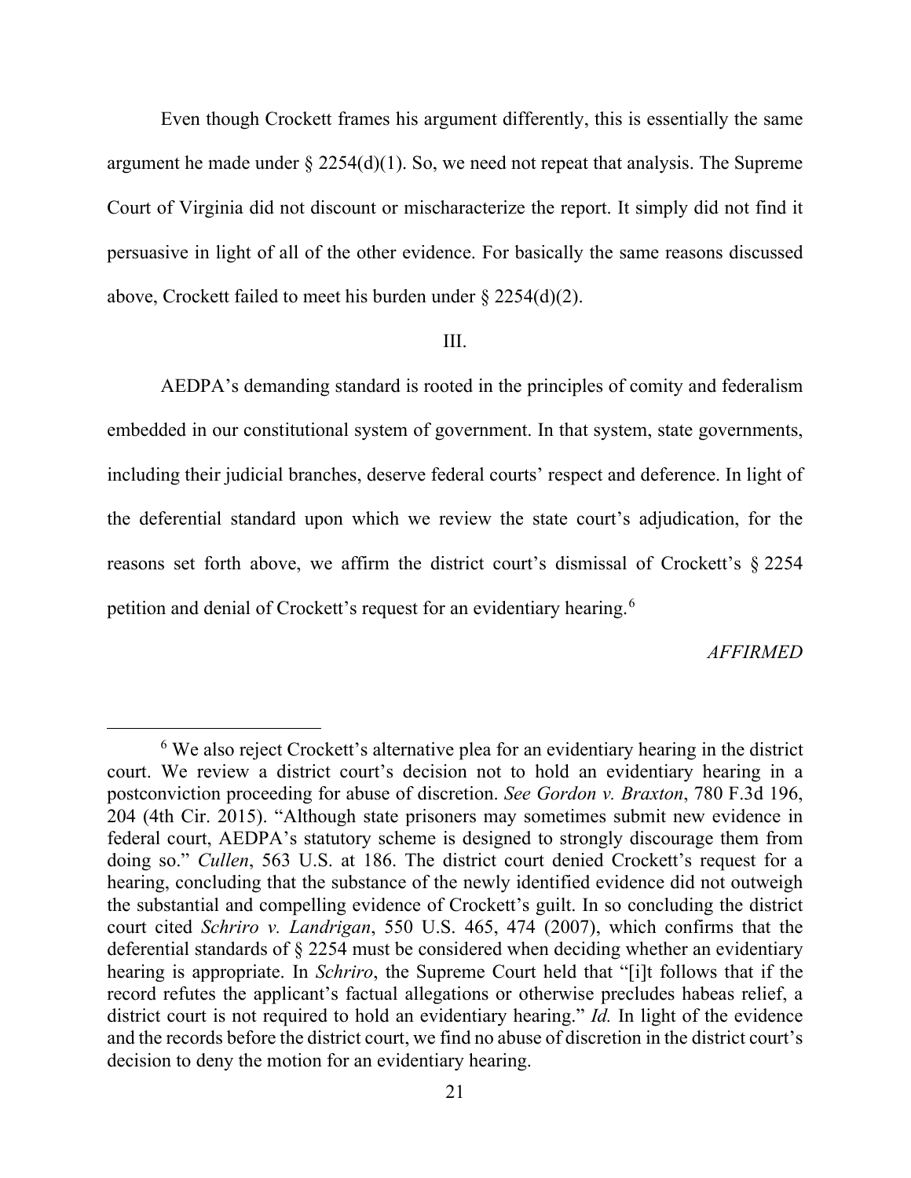Even though Crockett frames his argument differently, this is essentially the same argument he made under § 2254(d)(1). So, we need not repeat that analysis. The Supreme Court of Virginia did not discount or mischaracterize the report. It simply did not find it persuasive in light of all of the other evidence. For basically the same reasons discussed above, Crockett failed to meet his burden under § 2254(d)(2).

## III.

AEDPA's demanding standard is rooted in the principles of comity and federalism embedded in our constitutional system of government. In that system, state governments, including their judicial branches, deserve federal courts' respect and deference. In light of the deferential standard upon which we review the state court's adjudication, for the reasons set forth above, we affirm the district court's dismissal of Crockett's § 2254 petition and denial of Crockett's request for an evidentiary hearing.[6]

*AFFIRMED*

---

[6] We also reject Crockett's alternative plea for an evidentiary hearing in the district court. We review a district court's decision not to hold an evidentiary hearing in a postconviction proceeding for abuse of discretion. *See Gordon v. Braxton*, 780 F.3d 196, 204 (4th Cir. 2015). "Although state prisoners may sometimes submit new evidence in federal court, AEDPA's statutory scheme is designed to strongly discourage them from doing so." *Cullen*, 563 U.S. at 186. The district court denied Crockett's request for a hearing, concluding that the substance of the newly identified evidence did not outweigh the substantial and compelling evidence of Crockett's guilt. In so concluding the district court cited *Schriro v. Landrigan*, 550 U.S. 465, 474 (2007), which confirms that the deferential standards of § 2254 must be considered when deciding whether an evidentiary hearing is appropriate. In *Schriro*, the Supreme Court held that "[i]t follows that if the record refutes the applicant's factual allegations or otherwise precludes habeas relief, a district court is not required to hold an evidentiary hearing." *Id.* In light of the evidence and the records before the district court, we find no abuse of discretion in the district court's decision to deny the motion for an evidentiary hearing.